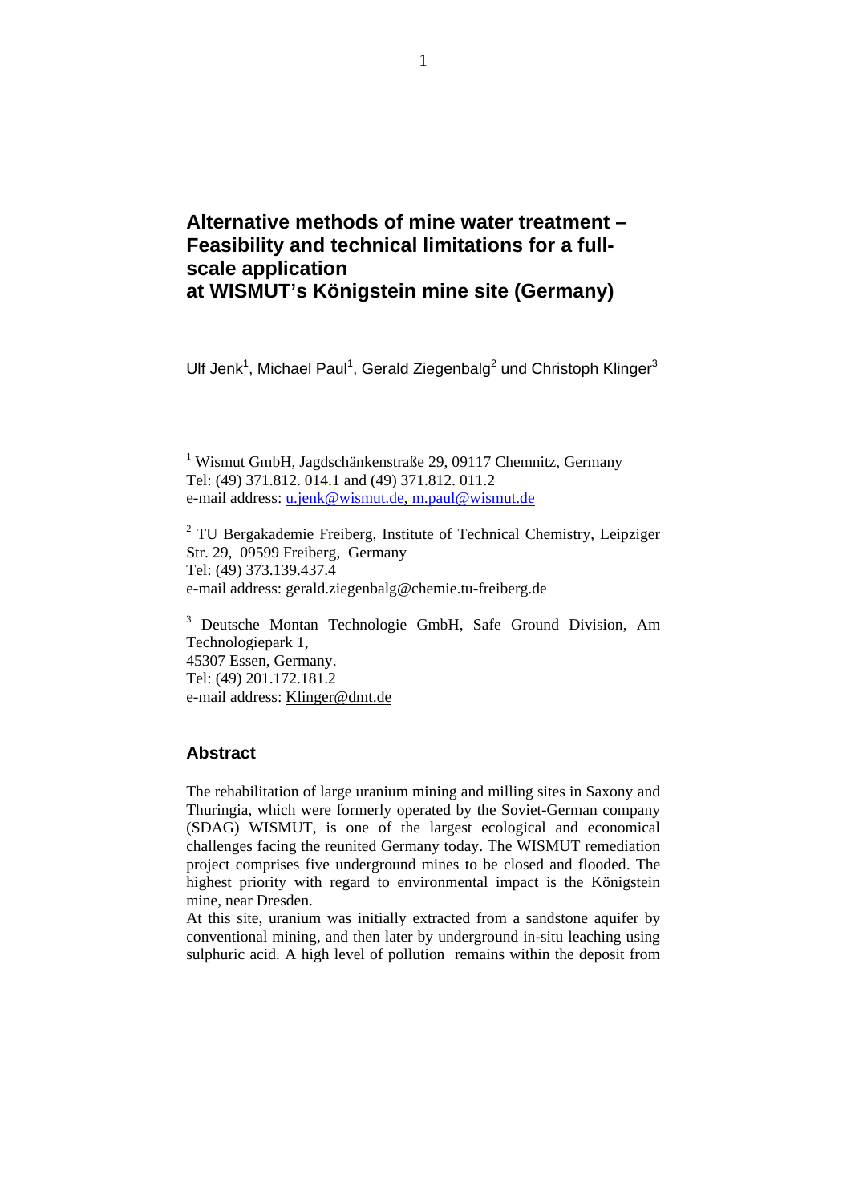# Alternative methods of mine water treatment – Feasibility and technical limitations for a full-scale application at WISMUT's Königstein mine site (Germany)

Ulf Jenk[1], Michael Paul[1], Gerald Ziegenbalg[2] und Christoph Klinger[3]

[1] Wismut GmbH, Jagdschänkenstraße 29, 09117 Chemnitz, Germany
Tel: (49) 371.812. 014.1 and (49) 371.812. 011.2
e-mail address: u.jenk@wismut.de, m.paul@wismut.de

[2] TU Bergakademie Freiberg, Institute of Technical Chemistry, Leipziger Str. 29, 09599 Freiberg, Germany
Tel: (49) 373.139.437.4
e-mail address: gerald.ziegenbalg@chemie.tu-freiberg.de

[3] Deutsche Montan Technologie GmbH, Safe Ground Division, Am Technologiepark 1,
45307 Essen, Germany.
Tel: (49) 201.172.181.2
e-mail address: Klinger@dmt.de

## Abstract

The rehabilitation of large uranium mining and milling sites in Saxony and Thuringia, which were formerly operated by the Soviet-German company (SDAG) WISMUT, is one of the largest ecological and economical challenges facing the reunited Germany today. The WISMUT remediation project comprises five underground mines to be closed and flooded. The highest priority with regard to environmental impact is the Königstein mine, near Dresden.

At this site, uranium was initially extracted from a sandstone aquifer by conventional mining, and then later by underground in-situ leaching using sulphuric acid. A high level of pollution remains within the deposit from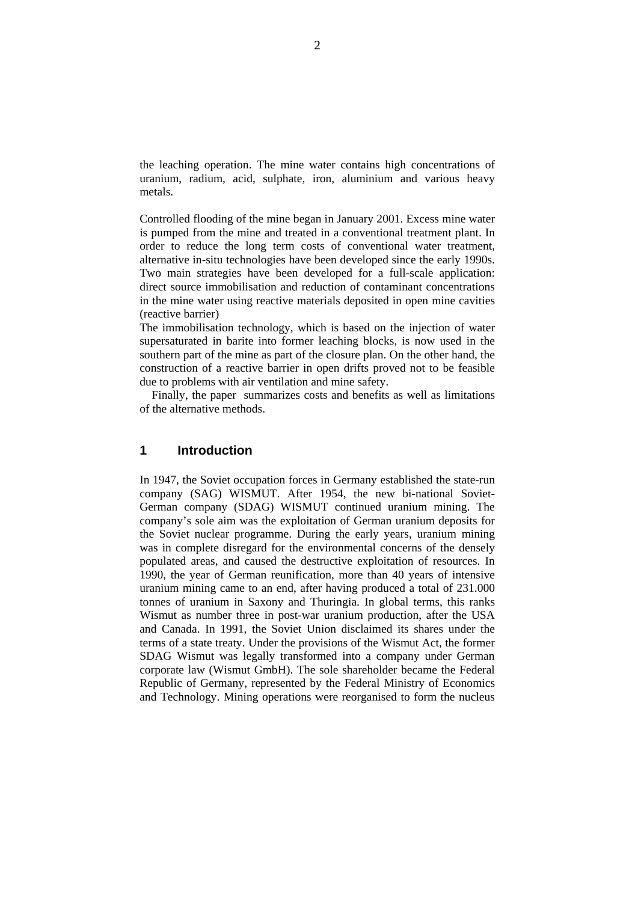the leaching operation. The mine water contains high concentrations of uranium, radium, acid, sulphate, iron, aluminium and various heavy metals.

Controlled flooding of the mine began in January 2001. Excess mine water is pumped from the mine and treated in a conventional treatment plant. In order to reduce the long term costs of conventional water treatment, alternative in-situ technologies have been developed since the early 1990s. Two main strategies have been developed for a full-scale application: direct source immobilisation and reduction of contaminant concentrations in the mine water using reactive materials deposited in open mine cavities (reactive barrier)

The immobilisation technology, which is based on the injection of water supersaturated in barite into former leaching blocks, is now used in the southern part of the mine as part of the closure plan. On the other hand, the construction of a reactive barrier in open drifts proved not to be feasible due to problems with air ventilation and mine safety.

Finally, the paper summarizes costs and benefits as well as limitations of the alternative methods.

## 1 Introduction

In 1947, the Soviet occupation forces in Germany established the state-run company (SAG) WISMUT. After 1954, the new bi-national Soviet-German company (SDAG) WISMUT continued uranium mining. The company's sole aim was the exploitation of German uranium deposits for the Soviet nuclear programme. During the early years, uranium mining was in complete disregard for the environmental concerns of the densely populated areas, and caused the destructive exploitation of resources. In 1990, the year of German reunification, more than 40 years of intensive uranium mining came to an end, after having produced a total of 231.000 tonnes of uranium in Saxony and Thuringia. In global terms, this ranks Wismut as number three in post-war uranium production, after the USA and Canada. In 1991, the Soviet Union disclaimed its shares under the terms of a state treaty. Under the provisions of the Wismut Act, the former SDAG Wismut was legally transformed into a company under German corporate law (Wismut GmbH). The sole shareholder became the Federal Republic of Germany, represented by the Federal Ministry of Economics and Technology. Mining operations were reorganised to form the nucleus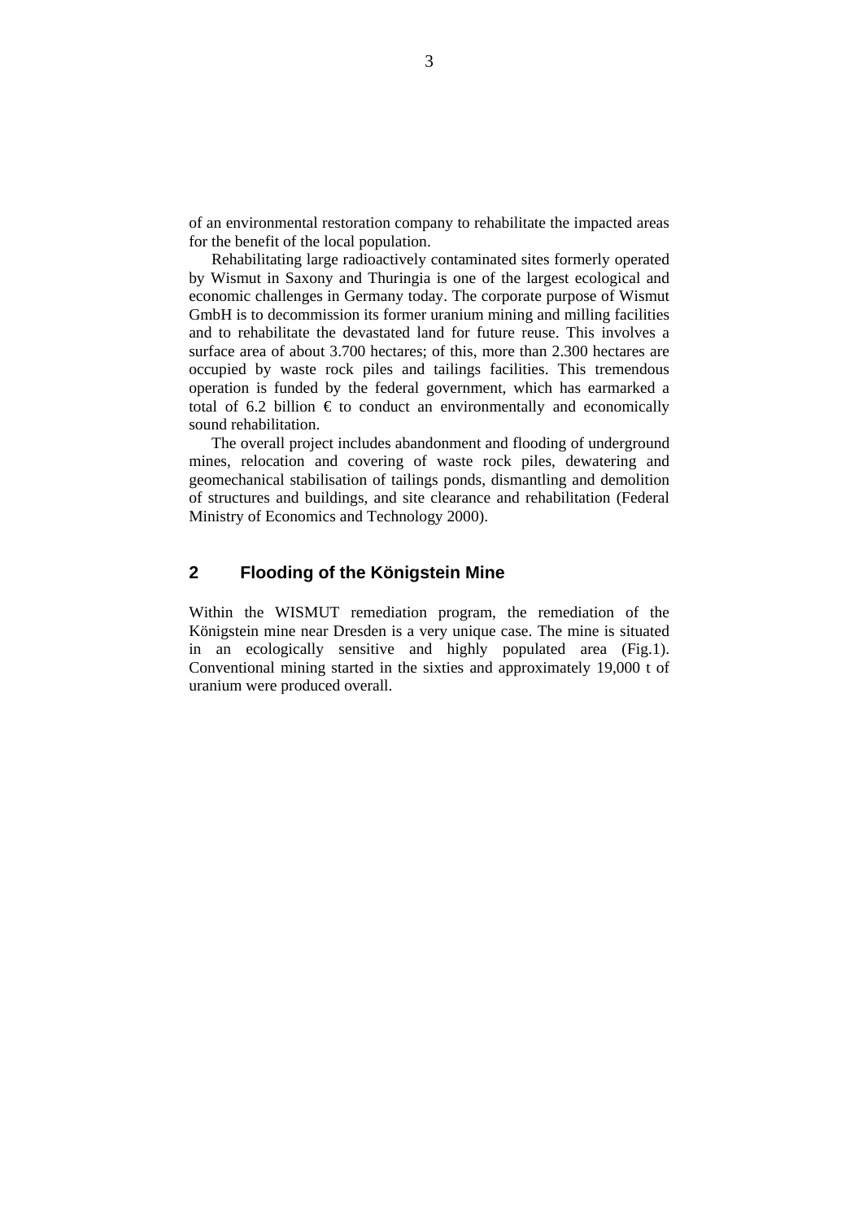of an environmental restoration company to rehabilitate the impacted areas for the benefit of the local population.

Rehabilitating large radioactively contaminated sites formerly operated by Wismut in Saxony and Thuringia is one of the largest ecological and economic challenges in Germany today. The corporate purpose of Wismut GmbH is to decommission its former uranium mining and milling facilities and to rehabilitate the devastated land for future reuse. This involves a surface area of about 3.700 hectares; of this, more than 2.300 hectares are occupied by waste rock piles and tailings facilities. This tremendous operation is funded by the federal government, which has earmarked a total of 6.2 billion € to conduct an environmentally and economically sound rehabilitation.

The overall project includes abandonment and flooding of underground mines, relocation and covering of waste rock piles, dewatering and geomechanical stabilisation of tailings ponds, dismantling and demolition of structures and buildings, and site clearance and rehabilitation (Federal Ministry of Economics and Technology 2000).

## 2 Flooding of the Königstein Mine

Within the WISMUT remediation program, the remediation of the Königstein mine near Dresden is a very unique case. The mine is situated in an ecologically sensitive and highly populated area (Fig.1). Conventional mining started in the sixties and approximately 19,000 t of uranium were produced overall.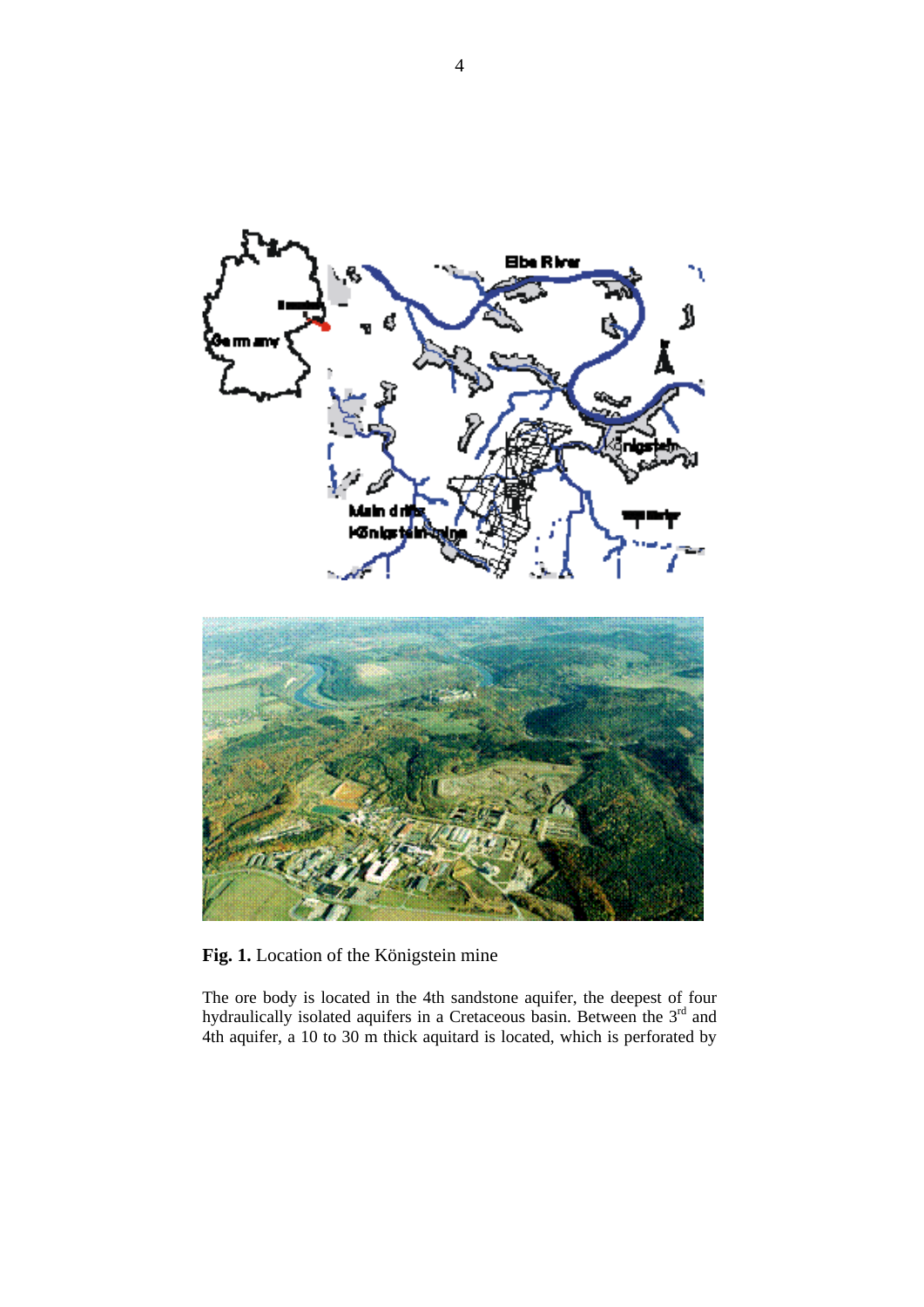**Fig. 1.** Location of the Königstein mine

The ore body is located in the 4th sandstone aquifer, the deepest of four hydraulically isolated aquifers in a Cretaceous basin. Between the 3rd and 4th aquifer, a 10 to 30 m thick aquitard is located, which is perforated by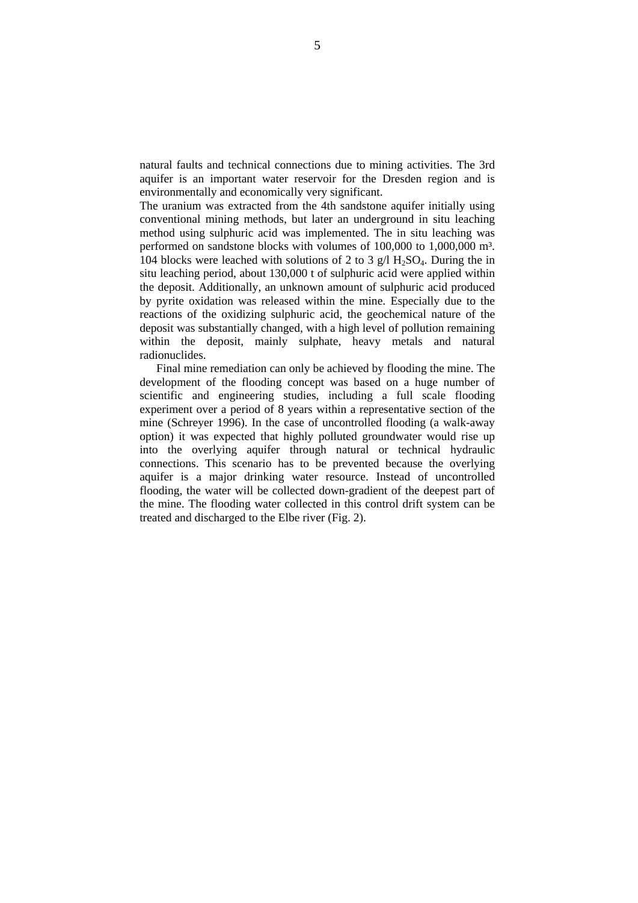natural faults and technical connections due to mining activities. The 3rd aquifer is an important water reservoir for the Dresden region and is environmentally and economically very significant.

The uranium was extracted from the 4th sandstone aquifer initially using conventional mining methods, but later an underground in situ leaching method using sulphuric acid was implemented. The in situ leaching was performed on sandstone blocks with volumes of 100,000 to 1,000,000 m³. 104 blocks were leached with solutions of 2 to 3 g/l $H_2SO_4$. During the in situ leaching period, about 130,000 t of sulphuric acid were applied within the deposit. Additionally, an unknown amount of sulphuric acid produced by pyrite oxidation was released within the mine. Especially due to the reactions of the oxidizing sulphuric acid, the geochemical nature of the deposit was substantially changed, with a high level of pollution remaining within the deposit, mainly sulphate, heavy metals and natural radionuclides.

Final mine remediation can only be achieved by flooding the mine. The development of the flooding concept was based on a huge number of scientific and engineering studies, including a full scale flooding experiment over a period of 8 years within a representative section of the mine (Schreyer 1996). In the case of uncontrolled flooding (a walk-away option) it was expected that highly polluted groundwater would rise up into the overlying aquifer through natural or technical hydraulic connections. This scenario has to be prevented because the overlying aquifer is a major drinking water resource. Instead of uncontrolled flooding, the water will be collected down-gradient of the deepest part of the mine. The flooding water collected in this control drift system can be treated and discharged to the Elbe river (Fig. 2).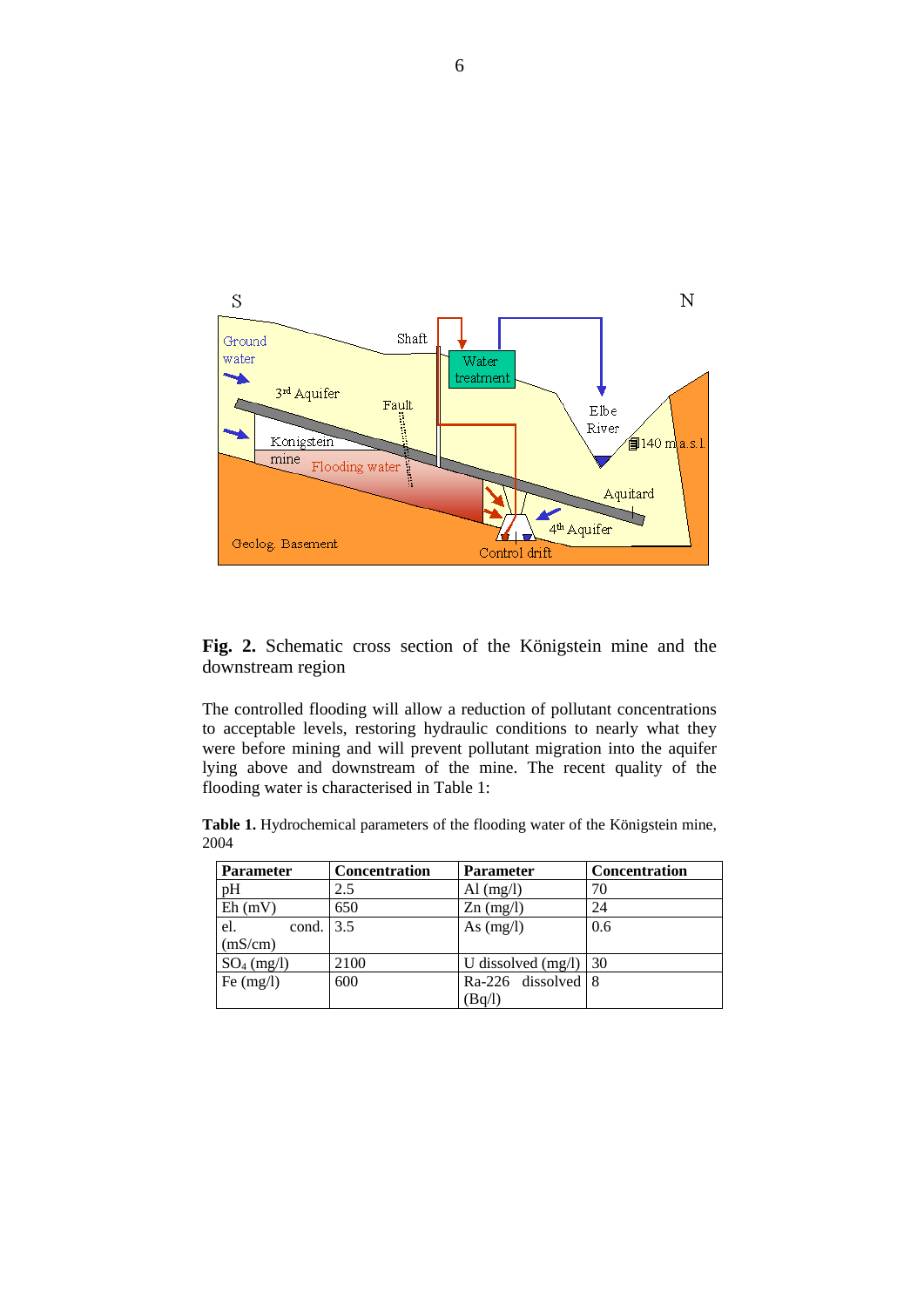**Fig. 2.** Schematic cross section of the Königstein mine and the downstream region

The controlled flooding will allow a reduction of pollutant concentrations to acceptable levels, restoring hydraulic conditions to nearly what they were before mining and will prevent pollutant migration into the aquifer lying above and downstream of the mine. The recent quality of the flooding water is characterised in Table 1:

**Table 1.** Hydrochemical parameters of the flooding water of the Königstein mine, 2004

| Parameter | Concentration | Parameter | Concentration |
|---|---|---|---|
| pH | 2.5 | Al (mg/l) | 70 |
| Eh (mV) | 650 | Zn (mg/l) | 24 |
| el. cond. (mS/cm) | 3.5 | As (mg/l) | 0.6 |
| $SO_4$ (mg/l) | 2100 | U dissolved (mg/l) | 30 |
| Fe (mg/l) | 600 | Ra-226 dissolved (Bq/l) | 8 |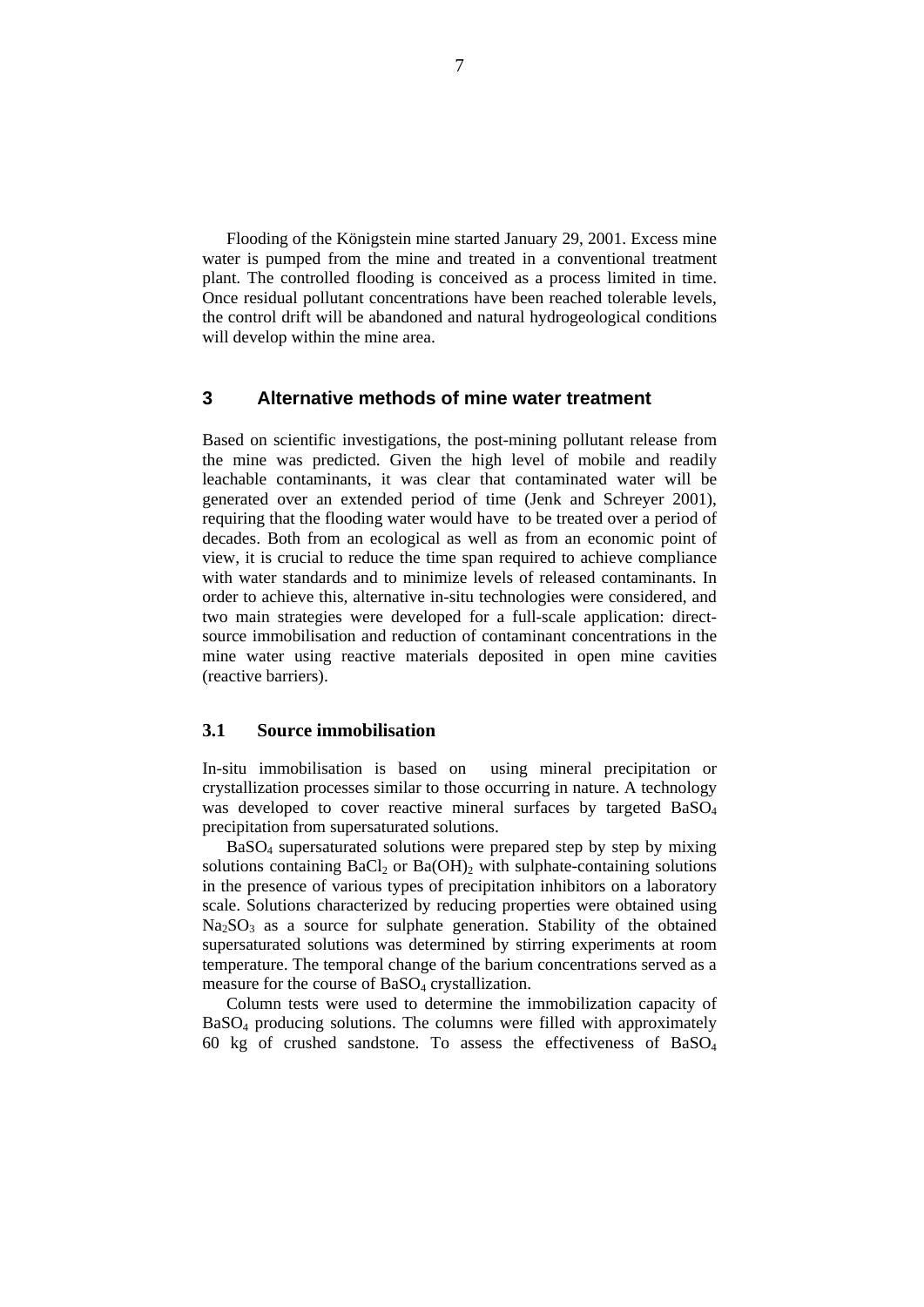Flooding of the Königstein mine started January 29, 2001. Excess mine water is pumped from the mine and treated in a conventional treatment plant. The controlled flooding is conceived as a process limited in time. Once residual pollutant concentrations have been reached tolerable levels, the control drift will be abandoned and natural hydrogeological conditions will develop within the mine area.

## 3 Alternative methods of mine water treatment

Based on scientific investigations, the post-mining pollutant release from the mine was predicted. Given the high level of mobile and readily leachable contaminants, it was clear that contaminated water will be generated over an extended period of time (Jenk and Schreyer 2001), requiring that the flooding water would have to be treated over a period of decades. Both from an ecological as well as from an economic point of view, it is crucial to reduce the time span required to achieve compliance with water standards and to minimize levels of released contaminants. In order to achieve this, alternative in-situ technologies were considered, and two main strategies were developed for a full-scale application: direct-source immobilisation and reduction of contaminant concentrations in the mine water using reactive materials deposited in open mine cavities (reactive barriers).

### 3.1 Source immobilisation

In-situ immobilisation is based on using mineral precipitation or crystallization processes similar to those occurring in nature. A technology was developed to cover reactive mineral surfaces by targeted $BaSO_4$ precipitation from supersaturated solutions.

$BaSO_4$ supersaturated solutions were prepared step by step by mixing solutions containing $BaCl_2$ or $Ba(OH)_2$ with sulphate-containing solutions in the presence of various types of precipitation inhibitors on a laboratory scale. Solutions characterized by reducing properties were obtained using $Na_2SO_3$ as a source for sulphate generation. Stability of the obtained supersaturated solutions was determined by stirring experiments at room temperature. The temporal change of the barium concentrations served as a measure for the course of $BaSO_4$ crystallization.

Column tests were used to determine the immobilization capacity of $BaSO_4$ producing solutions. The columns were filled with approximately 60 kg of crushed sandstone. To assess the effectiveness of $BaSO_4$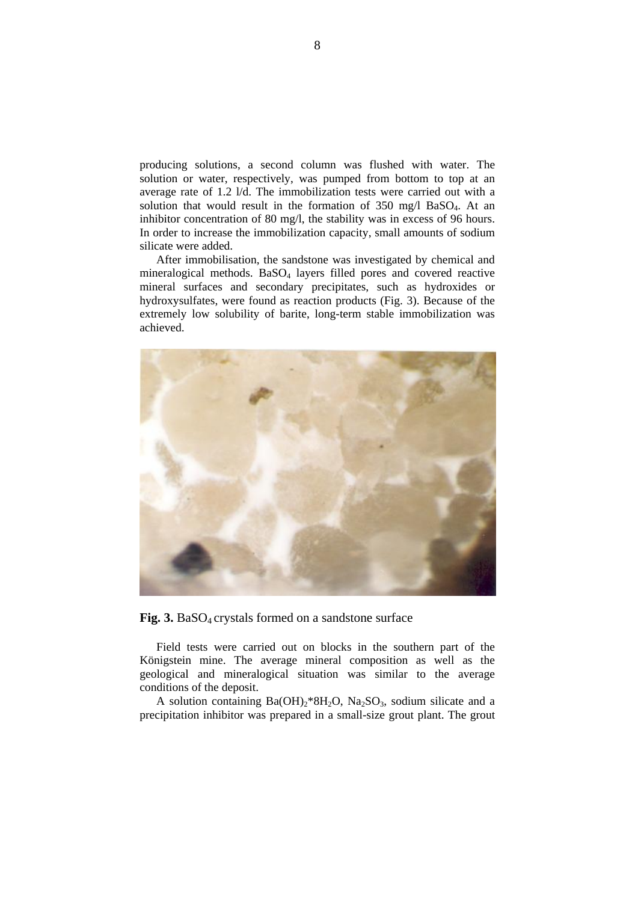producing solutions, a second column was flushed with water. The solution or water, respectively, was pumped from bottom to top at an average rate of 1.2 l/d. The immobilization tests were carried out with a solution that would result in the formation of 350 mg/l $BaSO_4$. At an inhibitor concentration of 80 mg/l, the stability was in excess of 96 hours. In order to increase the immobilization capacity, small amounts of sodium silicate were added.

After immobilisation, the sandstone was investigated by chemical and mineralogical methods. $BaSO_4$ layers filled pores and covered reactive mineral surfaces and secondary precipitates, such as hydroxides or hydroxysulfates, were found as reaction products (Fig. 3). Because of the extremely low solubility of barite, long-term stable immobilization was achieved.

**Fig. 3.** $BaSO_4$ crystals formed on a sandstone surface

Field tests were carried out on blocks in the southern part of the Königstein mine. The average mineral composition as well as the geological and mineralogical situation was similar to the average conditions of the deposit.

A solution containing $Ba(OH)_2{*}8H_2O$, $Na_2SO_3$, sodium silicate and a precipitation inhibitor was prepared in a small-size grout plant. The grout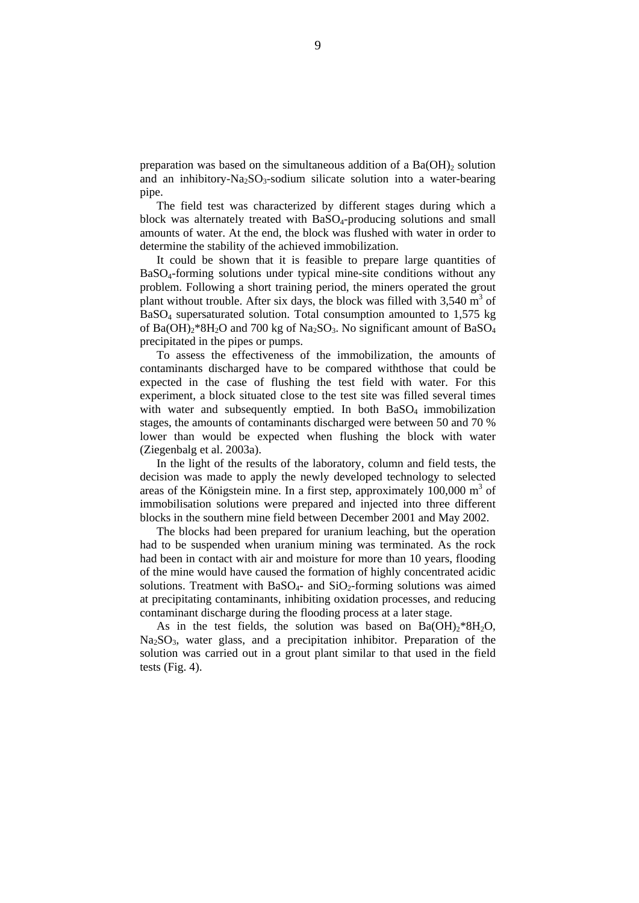preparation was based on the simultaneous addition of a $Ba(OH)_2$ solution and an inhibitory-$Na_2SO_3$-sodium silicate solution into a water-bearing pipe.

The field test was characterized by different stages during which a block was alternately treated with $BaSO_4$-producing solutions and small amounts of water. At the end, the block was flushed with water in order to determine the stability of the achieved immobilization.

It could be shown that it is feasible to prepare large quantities of $BaSO_4$-forming solutions under typical mine-site conditions without any problem. Following a short training period, the miners operated the grout plant without trouble. After six days, the block was filled with 3,540 $m^3$ of $BaSO_4$ supersaturated solution. Total consumption amounted to 1,575 kg of $Ba(OH)_2$*$8H_2O$ and 700 kg of $Na_2SO_3$. No significant amount of $BaSO_4$ precipitated in the pipes or pumps.

To assess the effectiveness of the immobilization, the amounts of contaminants discharged have to be compared withthose that could be expected in the case of flushing the test field with water. For this experiment, a block situated close to the test site was filled several times with water and subsequently emptied. In both $BaSO_4$ immobilization stages, the amounts of contaminants discharged were between 50 and 70 % lower than would be expected when flushing the block with water (Ziegenbalg et al. 2003a).

In the light of the results of the laboratory, column and field tests, the decision was made to apply the newly developed technology to selected areas of the Königstein mine. In a first step, approximately 100,000 $m^3$ of immobilisation solutions were prepared and injected into three different blocks in the southern mine field between December 2001 and May 2002.

The blocks had been prepared for uranium leaching, but the operation had to be suspended when uranium mining was terminated. As the rock had been in contact with air and moisture for more than 10 years, flooding of the mine would have caused the formation of highly concentrated acidic solutions. Treatment with $BaSO_4$- and $SiO_2$-forming solutions was aimed at precipitating contaminants, inhibiting oxidation processes, and reducing contaminant discharge during the flooding process at a later stage.

As in the test fields, the solution was based on $Ba(OH)_2$*$8H_2O$, $Na_2SO_3$, water glass, and a precipitation inhibitor. Preparation of the solution was carried out in a grout plant similar to that used in the field tests (Fig. 4).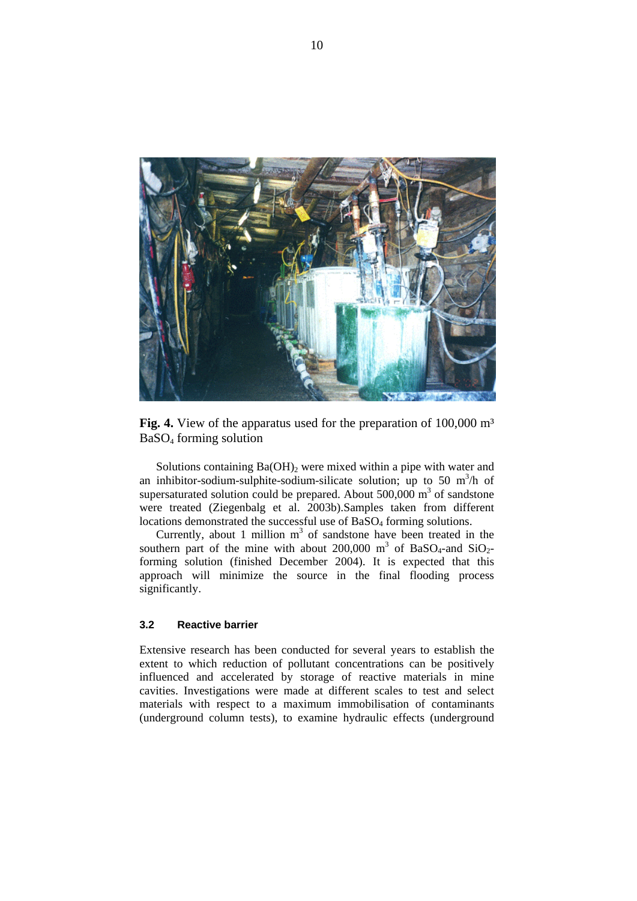**Fig. 4.** View of the apparatus used for the preparation of 100,000 m³ $BaSO_4$ forming solution

Solutions containing $Ba(OH)_2$ were mixed within a pipe with water and an inhibitor-sodium-sulphite-sodium-silicate solution; up to 50 $m^3/h$ of supersaturated solution could be prepared. About 500,000 $m^3$ of sandstone were treated (Ziegenbalg et al. 2003b).Samples taken from different locations demonstrated the successful use of $BaSO_4$ forming solutions.

Currently, about 1 million $m^3$ of sandstone have been treated in the southern part of the mine with about 200,000 $m^3$ of $BaSO_4$-and $SiO_2$-forming solution (finished December 2004). It is expected that this approach will minimize the source in the final flooding process significantly.

### 3.2 Reactive barrier

Extensive research has been conducted for several years to establish the extent to which reduction of pollutant concentrations can be positively influenced and accelerated by storage of reactive materials in mine cavities. Investigations were made at different scales to test and select materials with respect to a maximum immobilisation of contaminants (underground column tests), to examine hydraulic effects (underground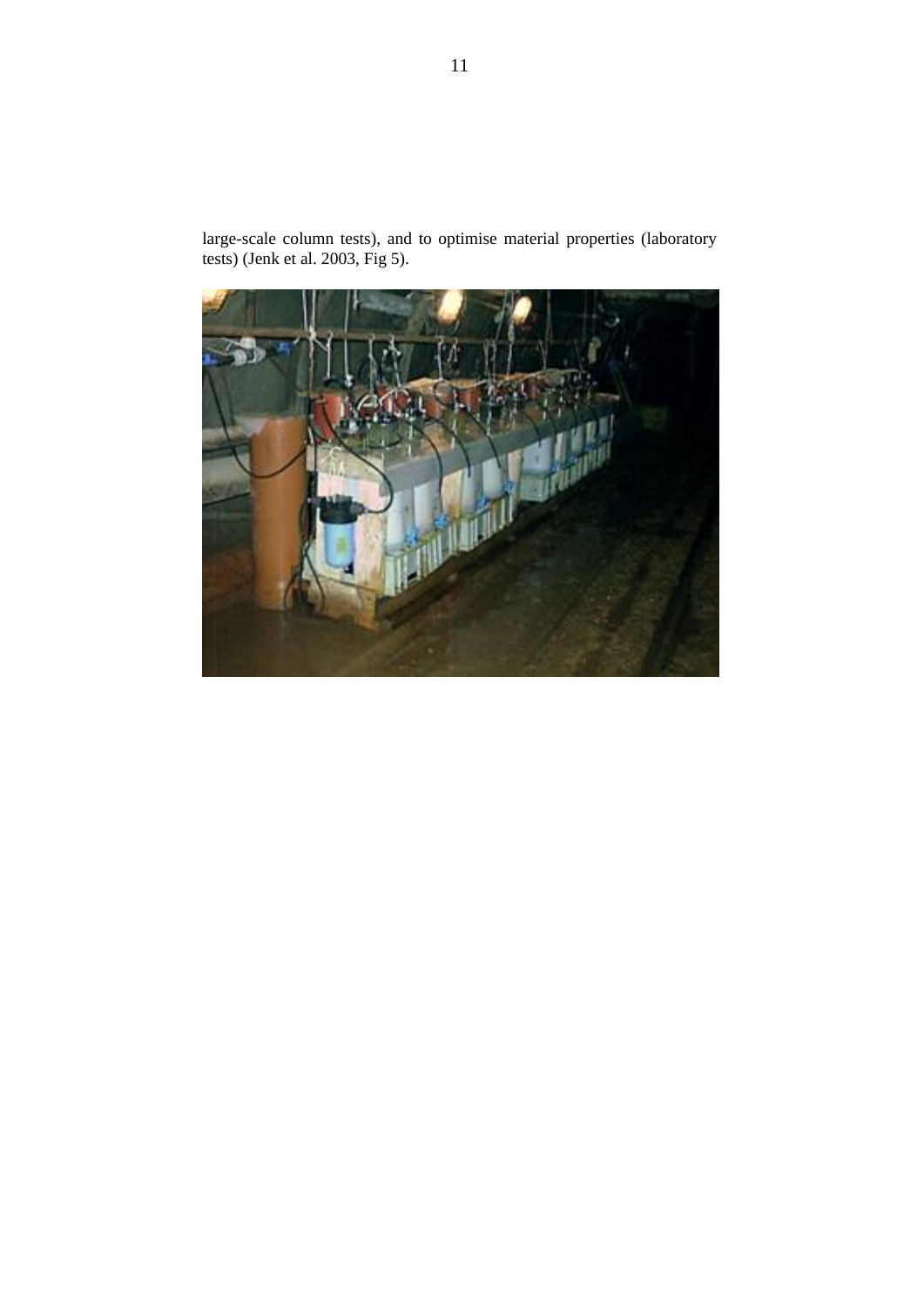large-scale column tests), and to optimise material properties (laboratory tests) (Jenk et al. 2003, Fig 5).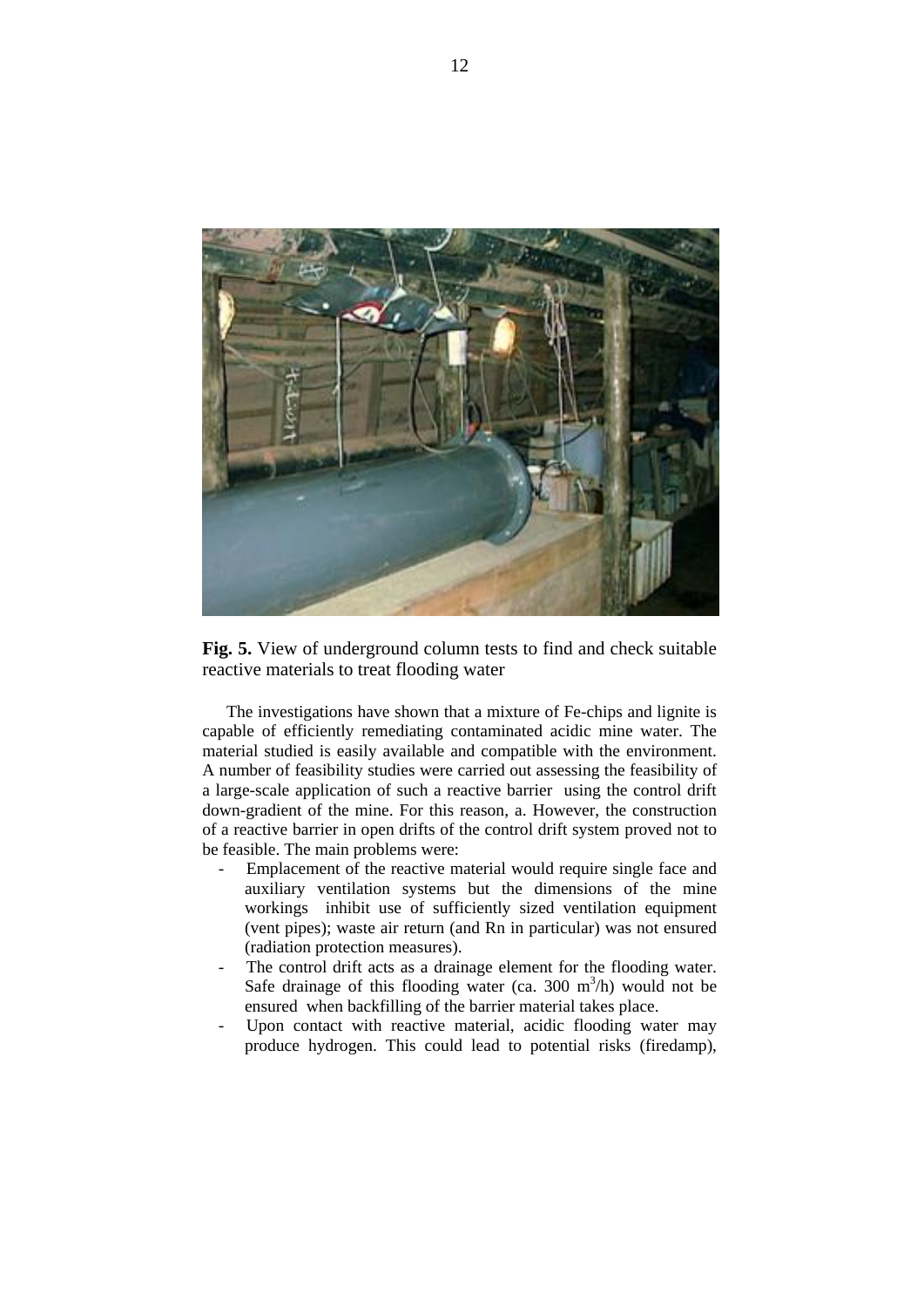**Fig. 5.** View of underground column tests to find and check suitable reactive materials to treat flooding water

The investigations have shown that a mixture of Fe-chips and lignite is capable of efficiently remediating contaminated acidic mine water. The material studied is easily available and compatible with the environment. A number of feasibility studies were carried out assessing the feasibility of a large-scale application of such a reactive barrier using the control drift down-gradient of the mine. For this reason, a. However, the construction of a reactive barrier in open drifts of the control drift system proved not to be feasible. The main problems were:

- Emplacement of the reactive material would require single face and auxiliary ventilation systems but the dimensions of the mine workings inhibit use of sufficiently sized ventilation equipment (vent pipes); waste air return (and Rn in particular) was not ensured (radiation protection measures).
- The control drift acts as a drainage element for the flooding water. Safe drainage of this flooding water (ca. 300 $m^3$/h) would not be ensured when backfilling of the barrier material takes place.
- Upon contact with reactive material, acidic flooding water may produce hydrogen. This could lead to potential risks (firedamp),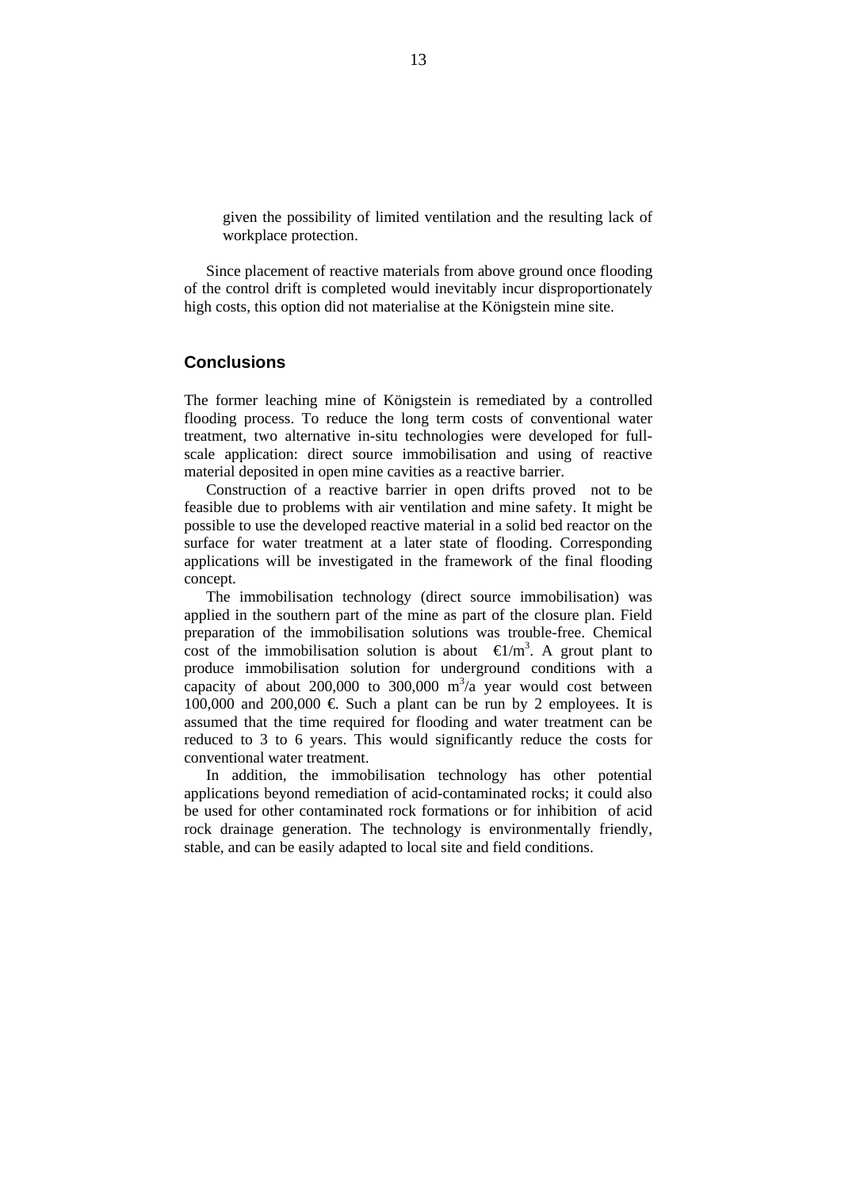given the possibility of limited ventilation and the resulting lack of workplace protection.

Since placement of reactive materials from above ground once flooding of the control drift is completed would inevitably incur disproportionately high costs, this option did not materialise at the Königstein mine site.

## Conclusions

The former leaching mine of Königstein is remediated by a controlled flooding process. To reduce the long term costs of conventional water treatment, two alternative in-situ technologies were developed for full-scale application: direct source immobilisation and using of reactive material deposited in open mine cavities as a reactive barrier.

Construction of a reactive barrier in open drifts proved not to be feasible due to problems with air ventilation and mine safety. It might be possible to use the developed reactive material in a solid bed reactor on the surface for water treatment at a later state of flooding. Corresponding applications will be investigated in the framework of the final flooding concept.

The immobilisation technology (direct source immobilisation) was applied in the southern part of the mine as part of the closure plan. Field preparation of the immobilisation solutions was trouble-free. Chemical cost of the immobilisation solution is about €1/m$^3$. A grout plant to produce immobilisation solution for underground conditions with a capacity of about 200,000 to 300,000 m$^3$/a year would cost between 100,000 and 200,000 €. Such a plant can be run by 2 employees. It is assumed that the time required for flooding and water treatment can be reduced to 3 to 6 years. This would significantly reduce the costs for conventional water treatment.

In addition, the immobilisation technology has other potential applications beyond remediation of acid-contaminated rocks; it could also be used for other contaminated rock formations or for inhibition of acid rock drainage generation. The technology is environmentally friendly, stable, and can be easily adapted to local site and field conditions.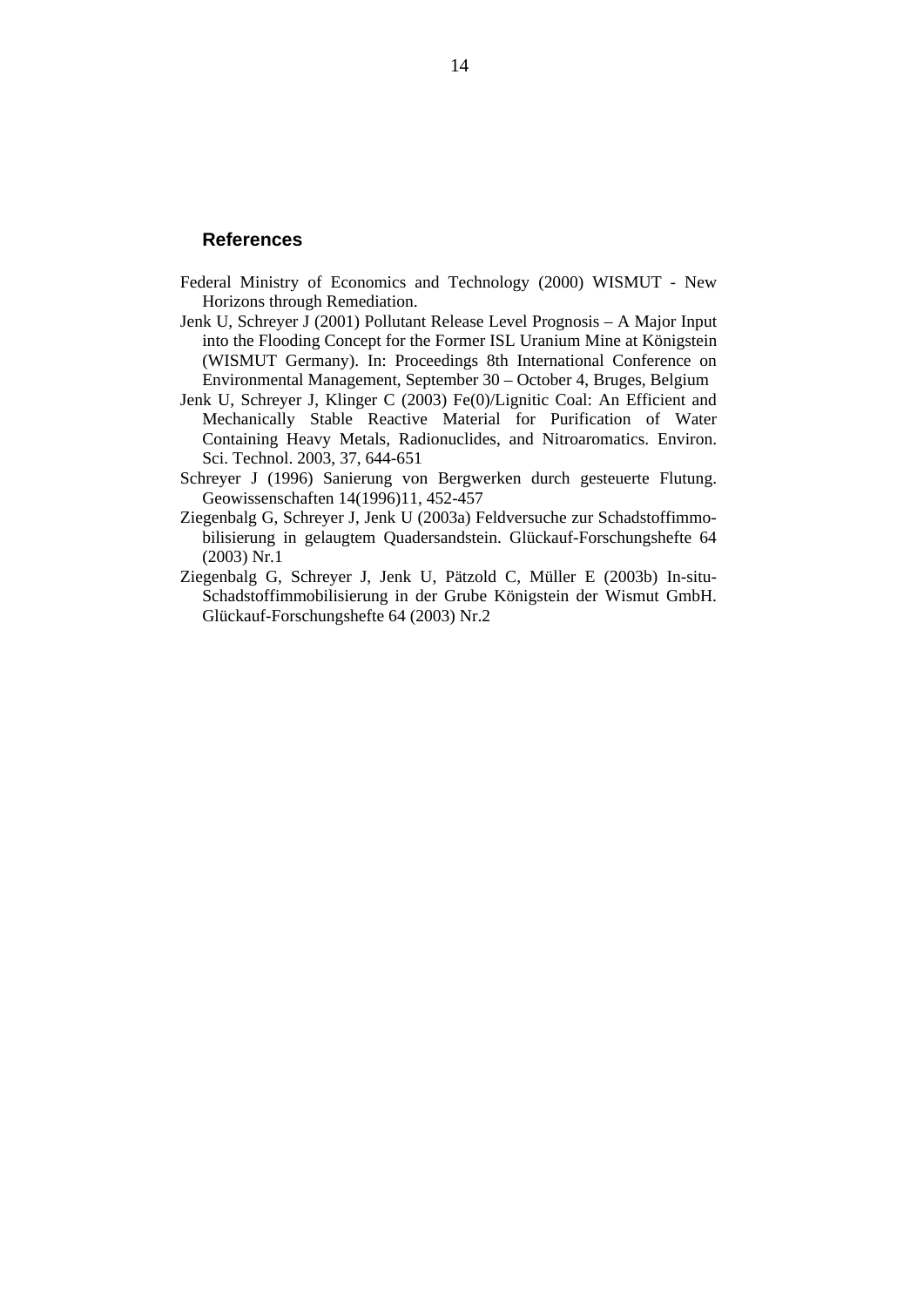## References

Federal Ministry of Economics and Technology (2000) WISMUT - New Horizons through Remediation.

Jenk U, Schreyer J (2001) Pollutant Release Level Prognosis – A Major Input into the Flooding Concept for the Former ISL Uranium Mine at Königstein (WISMUT Germany). In: Proceedings 8th International Conference on Environmental Management, September 30 – October 4, Bruges, Belgium

Jenk U, Schreyer J, Klinger C (2003) Fe(0)/Lignitic Coal: An Efficient and Mechanically Stable Reactive Material for Purification of Water Containing Heavy Metals, Radionuclides, and Nitroaromatics. Environ. Sci. Technol. 2003, 37, 644-651

Schreyer J (1996) Sanierung von Bergwerken durch gesteuerte Flutung. Geowissenschaften 14(1996)11, 452-457

Ziegenbalg G, Schreyer J, Jenk U (2003a) Feldversuche zur Schadstoffimmobilisierung in gelaugtem Quadersandstein. Glückauf-Forschungshefte 64 (2003) Nr.1

Ziegenbalg G, Schreyer J, Jenk U, Pätzold C, Müller E (2003b) In-situ-Schadstoffimmobilisierung in der Grube Königstein der Wismut GmbH. Glückauf-Forschungshefte 64 (2003) Nr.2